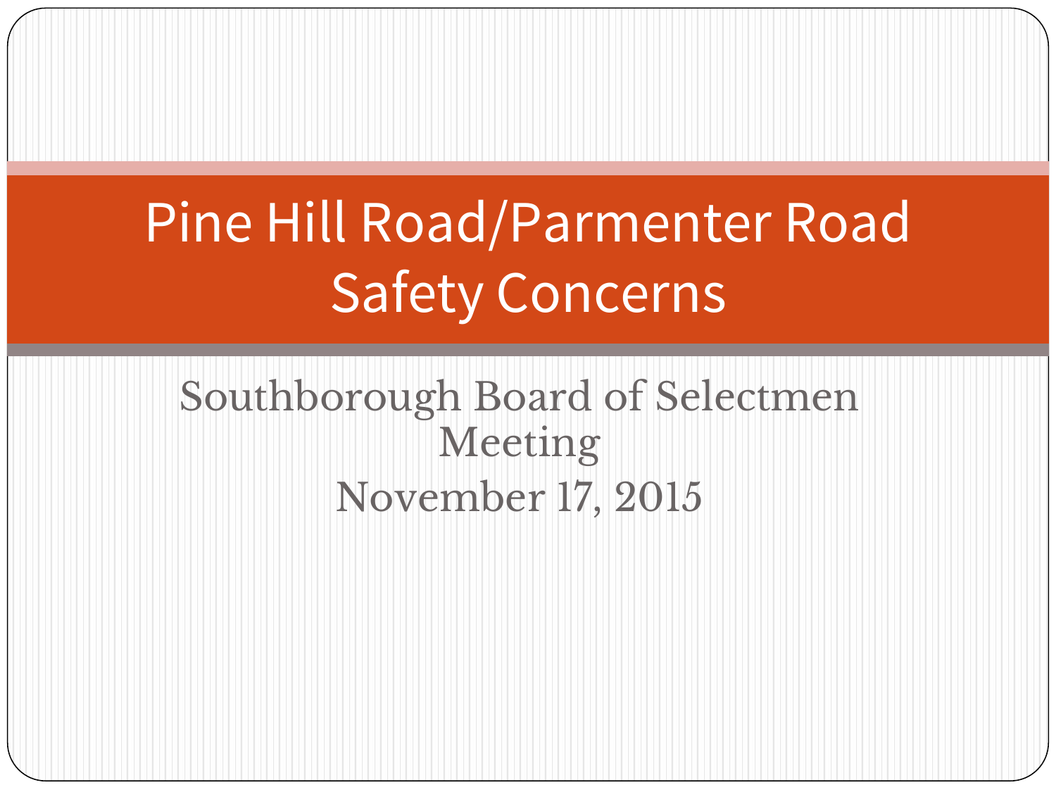# Pine Hill Road/Parmenter Road Safety Concerns

Southborough Board of Selectmen Meeting

November 17, 2015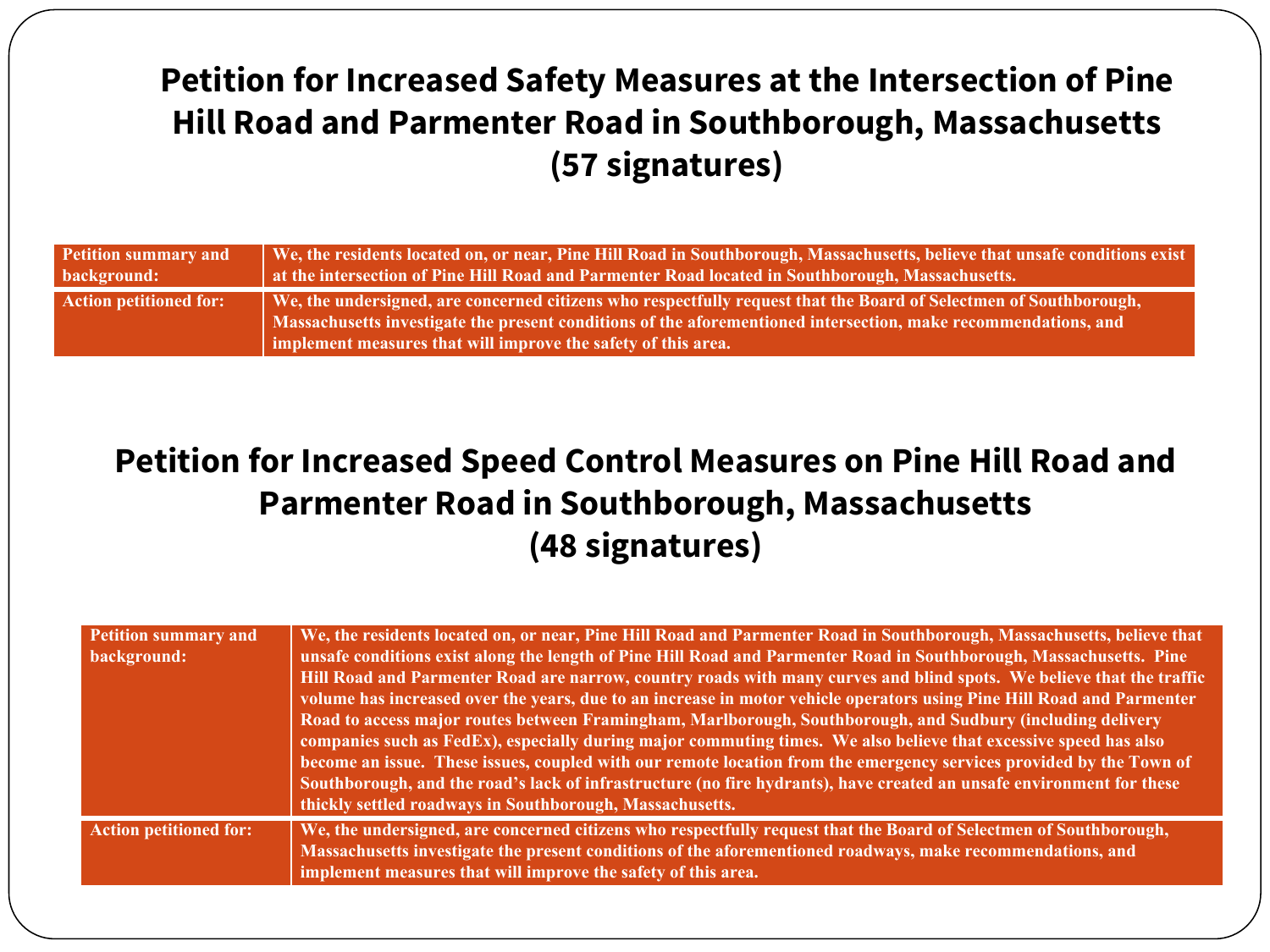# Petition for Increased Safety Measures at the Intersection of Pine Hill Road and Parmenter Road in Southborough, Massachusetts (57 signatures)

| | |
|---|---|
| **Petition summary and background:** | **We, the residents located on, or near, Pine Hill Road in Southborough, Massachusetts, believe that unsafe conditions exist at the intersection of Pine Hill Road and Parmenter Road located in Southborough, Massachusetts.** |
| **Action petitioned for:** | **We, the undersigned, are concerned citizens who respectfully request that the Board of Selectmen of Southborough, Massachusetts investigate the present conditions of the aforementioned intersection, make recommendations, and implement measures that will improve the safety of this area.** |

# Petition for Increased Speed Control Measures on Pine Hill Road and Parmenter Road in Southborough, Massachusetts (48 signatures)

| | |
|---|---|
| **Petition summary and background:** | **We, the residents located on, or near, Pine Hill Road and Parmenter Road in Southborough, Massachusetts, believe that unsafe conditions exist along the length of Pine Hill Road and Parmenter Road in Southborough, Massachusetts. Pine Hill Road and Parmenter Road are narrow, country roads with many curves and blind spots. We believe that the traffic volume has increased over the years, due to an increase in motor vehicle operators using Pine Hill Road and Parmenter Road to access major routes between Framingham, Marlborough, Southborough, and Sudbury (including delivery companies such as FedEx), especially during major commuting times. We also believe that excessive speed has also become an issue. These issues, coupled with our remote location from the emergency services provided by the Town of Southborough, and the road's lack of infrastructure (no fire hydrants), have created an unsafe environment for these thickly settled roadways in Southborough, Massachusetts.** |
| **Action petitioned for:** | **We, the undersigned, are concerned citizens who respectfully request that the Board of Selectmen of Southborough, Massachusetts investigate the present conditions of the aforementioned roadways, make recommendations, and implement measures that will improve the safety of this area.** |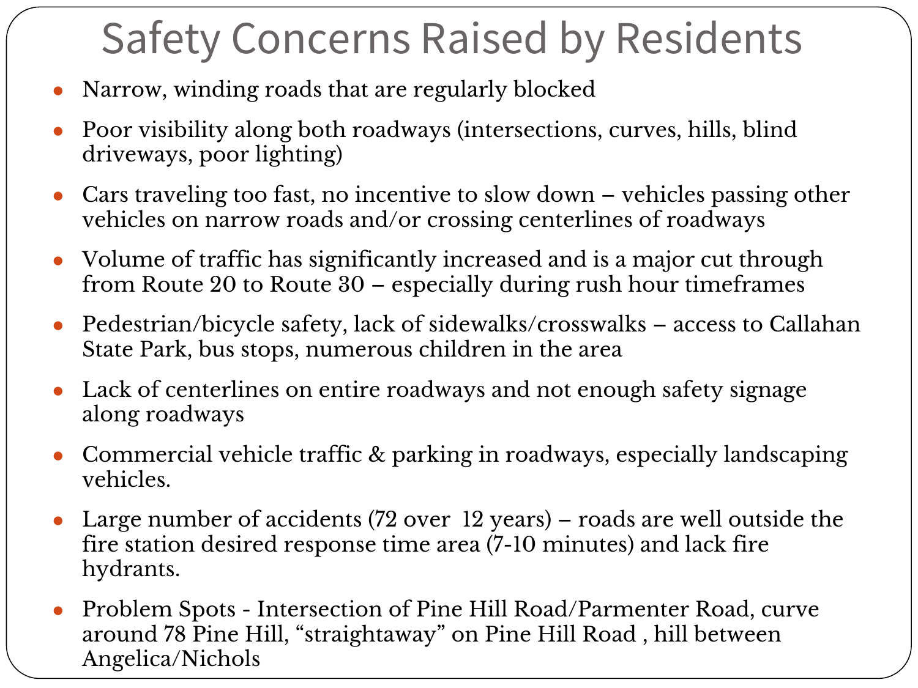# Safety Concerns Raised by Residents

- Narrow, winding roads that are regularly blocked
- Poor visibility along both roadways (intersections, curves, hills, blind driveways, poor lighting)
- Cars traveling too fast, no incentive to slow down – vehicles passing other vehicles on narrow roads and/or crossing centerlines of roadways
- Volume of traffic has significantly increased and is a major cut through from Route 20 to Route 30 – especially during rush hour timeframes
- Pedestrian/bicycle safety, lack of sidewalks/crosswalks – access to Callahan State Park, bus stops, numerous children in the area
- Lack of centerlines on entire roadways and not enough safety signage along roadways
- Commercial vehicle traffic & parking in roadways, especially landscaping vehicles.
- Large number of accidents (72 over 12 years) – roads are well outside the fire station desired response time area (7-10 minutes) and lack fire hydrants.
- Problem Spots - Intersection of Pine Hill Road/Parmenter Road, curve around 78 Pine Hill, "straightaway" on Pine Hill Road , hill between Angelica/Nichols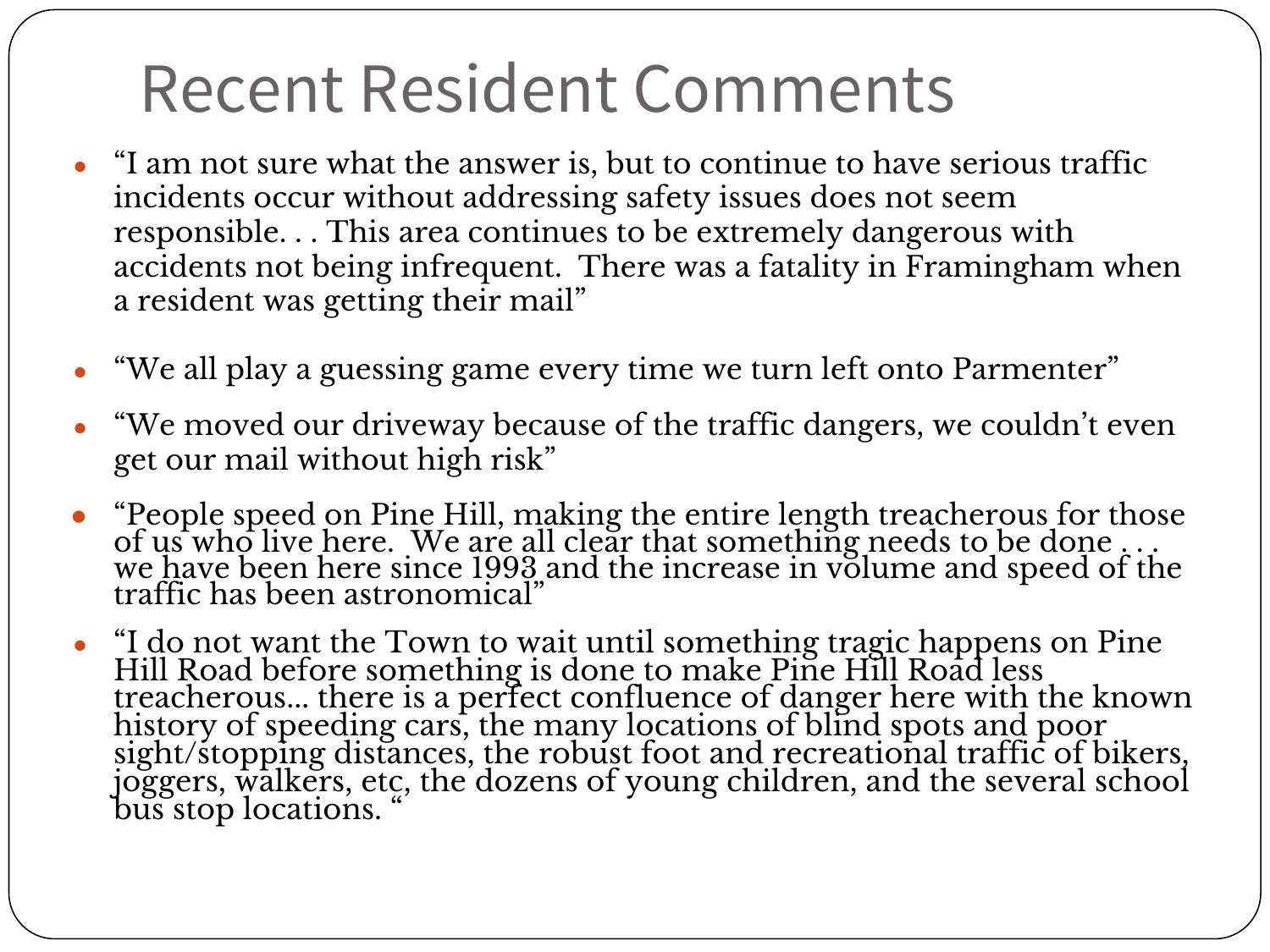# Recent Resident Comments

- "I am not sure what the answer is, but to continue to have serious traffic incidents occur without addressing safety issues does not seem responsible. . . This area continues to be extremely dangerous with accidents not being infrequent. There was a fatality in Framingham when a resident was getting their mail"
- "We all play a guessing game every time we turn left onto Parmenter"
- "We moved our driveway because of the traffic dangers, we couldn't even get our mail without high risk"
- "People speed on Pine Hill, making the entire length treacherous for those of us who live here. We are all clear that something needs to be done . . . we have been here since 1993 and the increase in volume and speed of the traffic has been astronomical"
- "I do not want the Town to wait until something tragic happens on Pine Hill Road before something is done to make Pine Hill Road less treacherous... there is a perfect confluence of danger here with the known history of speeding cars, the many locations of blind spots and poor sight/stopping distances, the robust foot and recreational traffic of bikers, joggers, walkers, etc, the dozens of young children, and the several school bus stop locations. "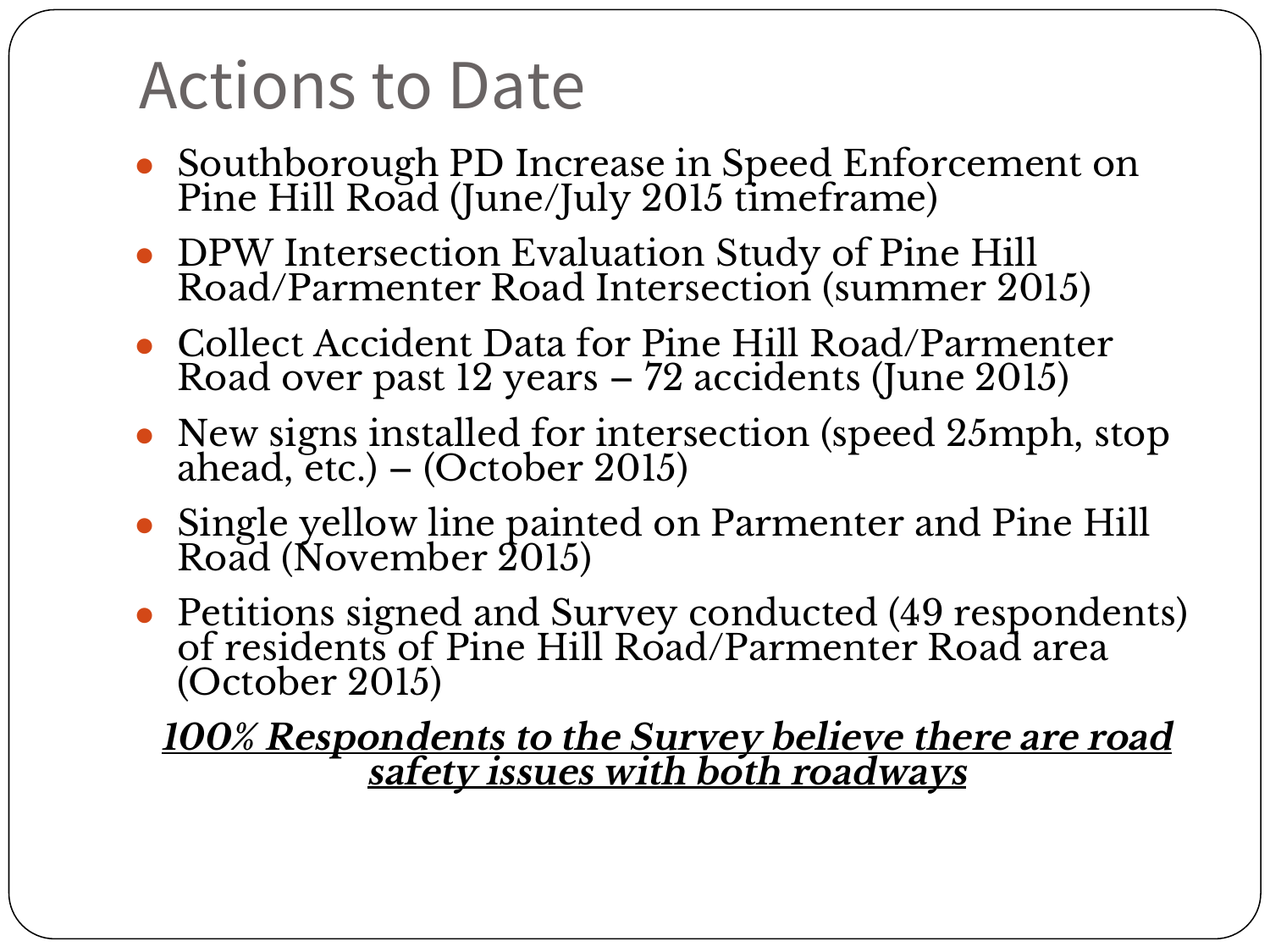# Actions to Date

- Southborough PD Increase in Speed Enforcement on Pine Hill Road (June/July 2015 timeframe)
- DPW Intersection Evaluation Study of Pine Hill Road/Parmenter Road Intersection (summer 2015)
- Collect Accident Data for Pine Hill Road/Parmenter Road over past 12 years – 72 accidents (June 2015)
- New signs installed for intersection (speed 25mph, stop ahead, etc.) – (October 2015)
- Single yellow line painted on Parmenter and Pine Hill Road (November 2015)
- Petitions signed and Survey conducted (49 respondents) of residents of Pine Hill Road/Parmenter Road area (October 2015)

***100% Respondents to the Survey believe there are road safety issues with both roadways***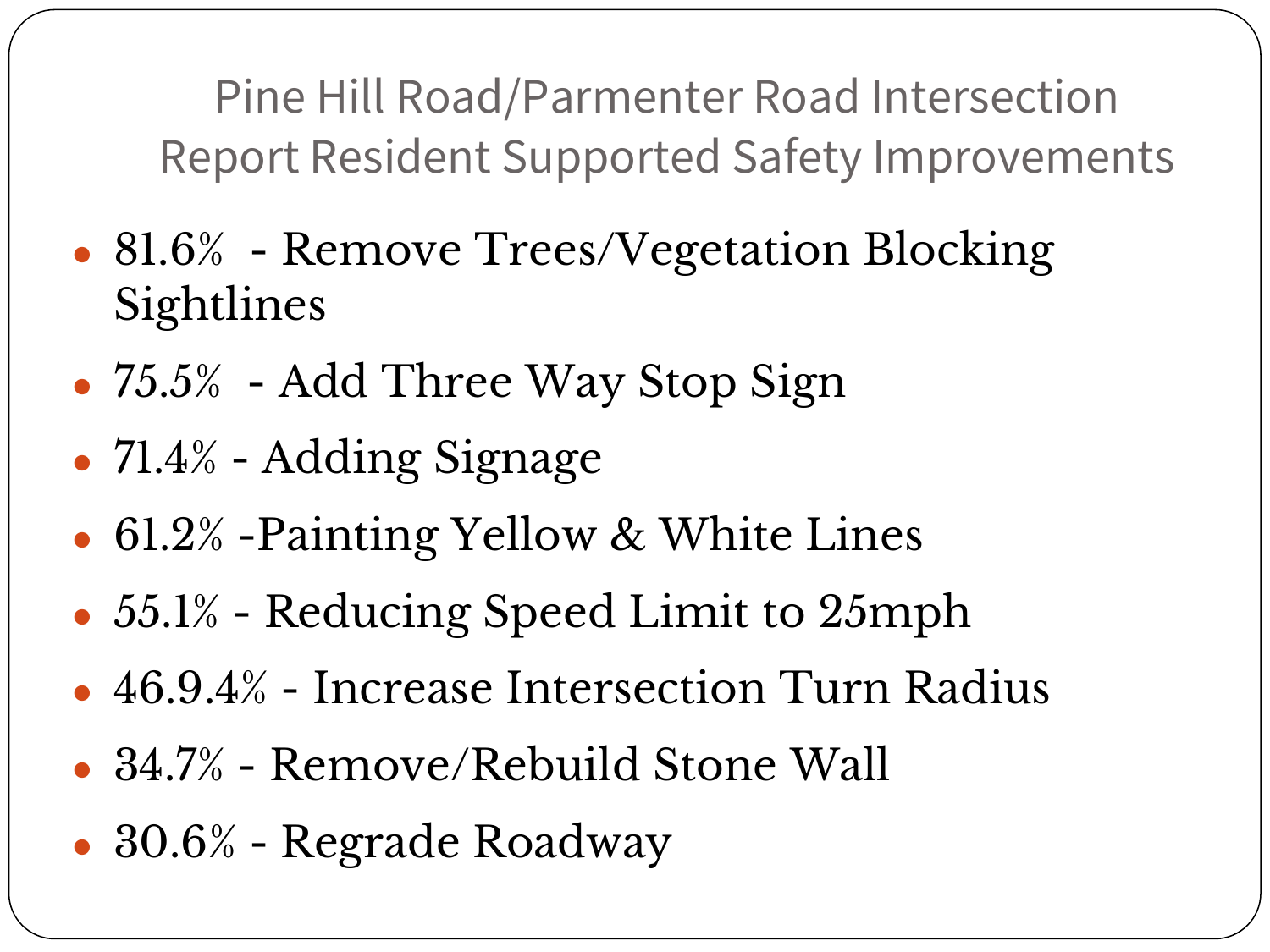# Pine Hill Road/Parmenter Road Intersection Report Resident Supported Safety Improvements

- 81.6% - Remove Trees/Vegetation Blocking Sightlines
- 75.5% - Add Three Way Stop Sign
- 71.4% - Adding Signage
- 61.2% -Painting Yellow & White Lines
- 55.1% - Reducing Speed Limit to 25mph
- 46.9.4% - Increase Intersection Turn Radius
- 34.7% - Remove/Rebuild Stone Wall
- 30.6% - Regrade Roadway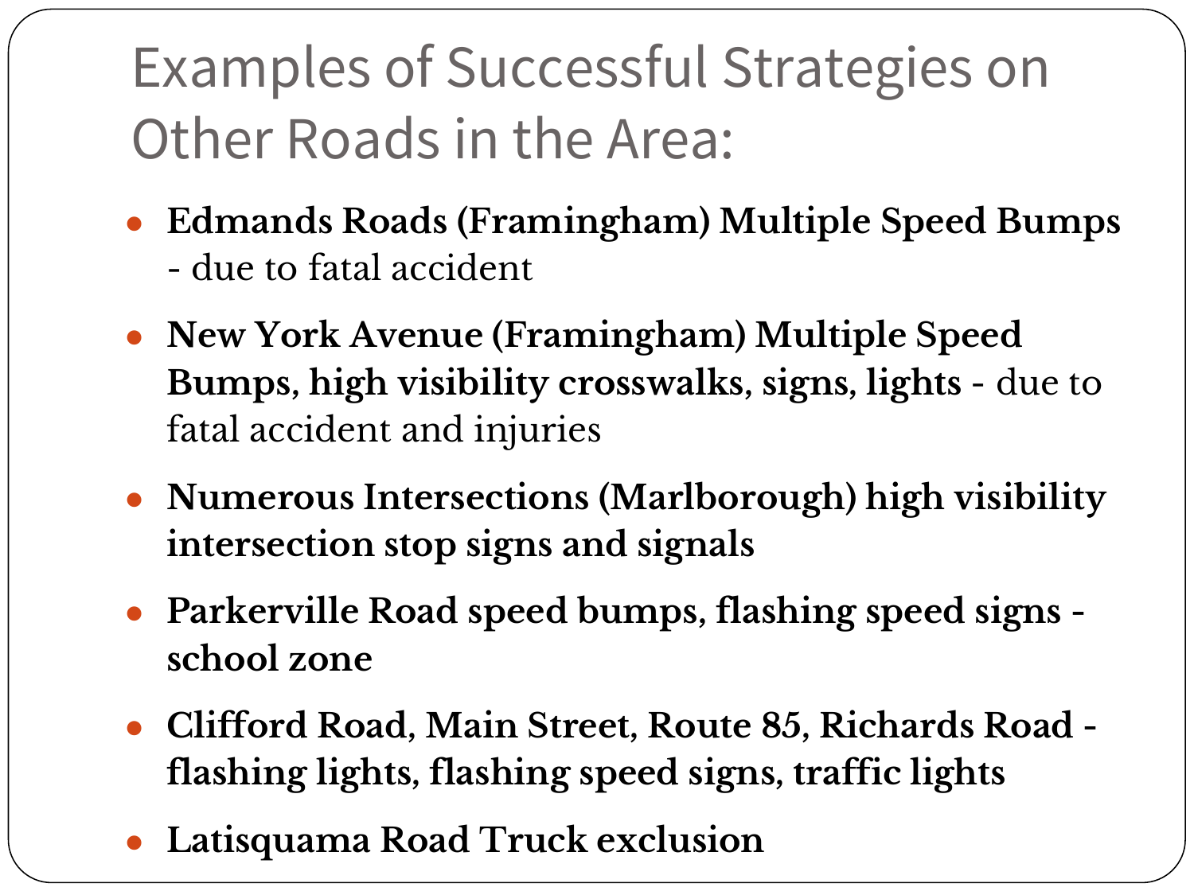# Examples of Successful Strategies on Other Roads in the Area:

- **Edmands Roads (Framingham) Multiple Speed Bumps** - due to fatal accident
- **New York Avenue (Framingham) Multiple Speed Bumps, high visibility crosswalks, signs, lights** - due to fatal accident and injuries
- **Numerous Intersections (Marlborough) high visibility intersection stop signs and signals**
- **Parkerville Road speed bumps, flashing speed signs - school zone**
- **Clifford Road, Main Street, Route 85, Richards Road - flashing lights, flashing speed signs, traffic lights**
- **Latisquama Road Truck exclusion**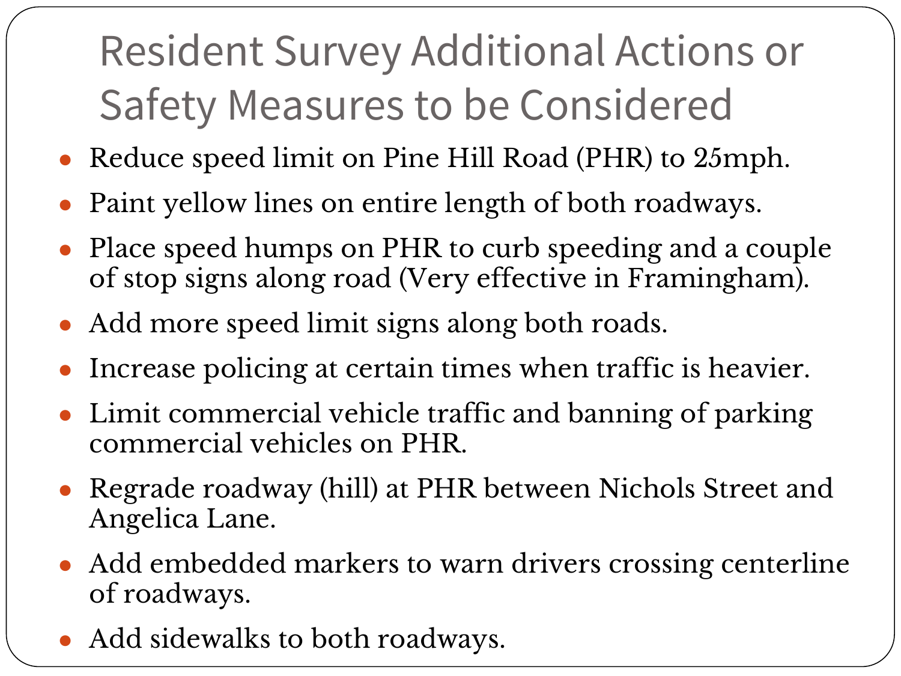# Resident Survey Additional Actions or Safety Measures to be Considered

- Reduce speed limit on Pine Hill Road (PHR) to 25mph.
- Paint yellow lines on entire length of both roadways.
- Place speed humps on PHR to curb speeding and a couple of stop signs along road (Very effective in Framingham).
- Add more speed limit signs along both roads.
- Increase policing at certain times when traffic is heavier.
- Limit commercial vehicle traffic and banning of parking commercial vehicles on PHR.
- Regrade roadway (hill) at PHR between Nichols Street and Angelica Lane.
- Add embedded markers to warn drivers crossing centerline of roadways.
- Add sidewalks to both roadways.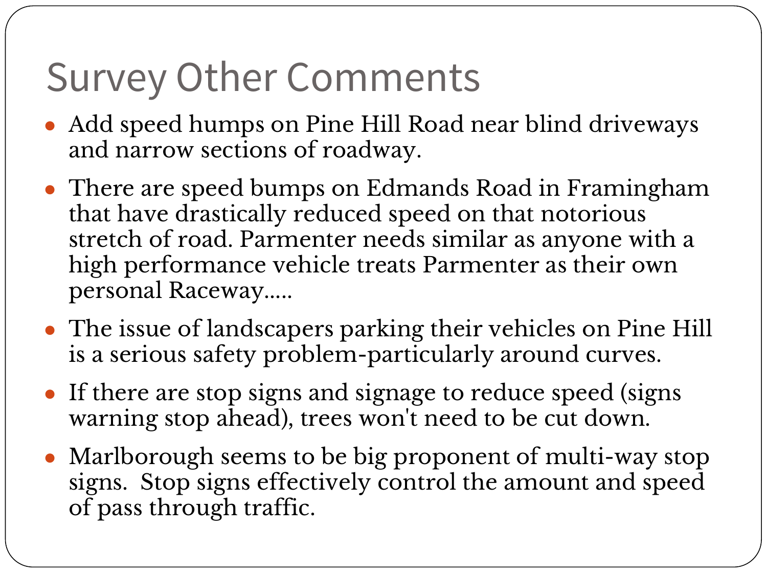# Survey Other Comments

- Add speed humps on Pine Hill Road near blind driveways and narrow sections of roadway.
- There are speed bumps on Edmands Road in Framingham that have drastically reduced speed on that notorious stretch of road. Parmenter needs similar as anyone with a high performance vehicle treats Parmenter as their own personal Raceway.....
- The issue of landscapers parking their vehicles on Pine Hill is a serious safety problem-particularly around curves.
- If there are stop signs and signage to reduce speed (signs warning stop ahead), trees won't need to be cut down.
- Marlborough seems to be big proponent of multi-way stop signs. Stop signs effectively control the amount and speed of pass through traffic.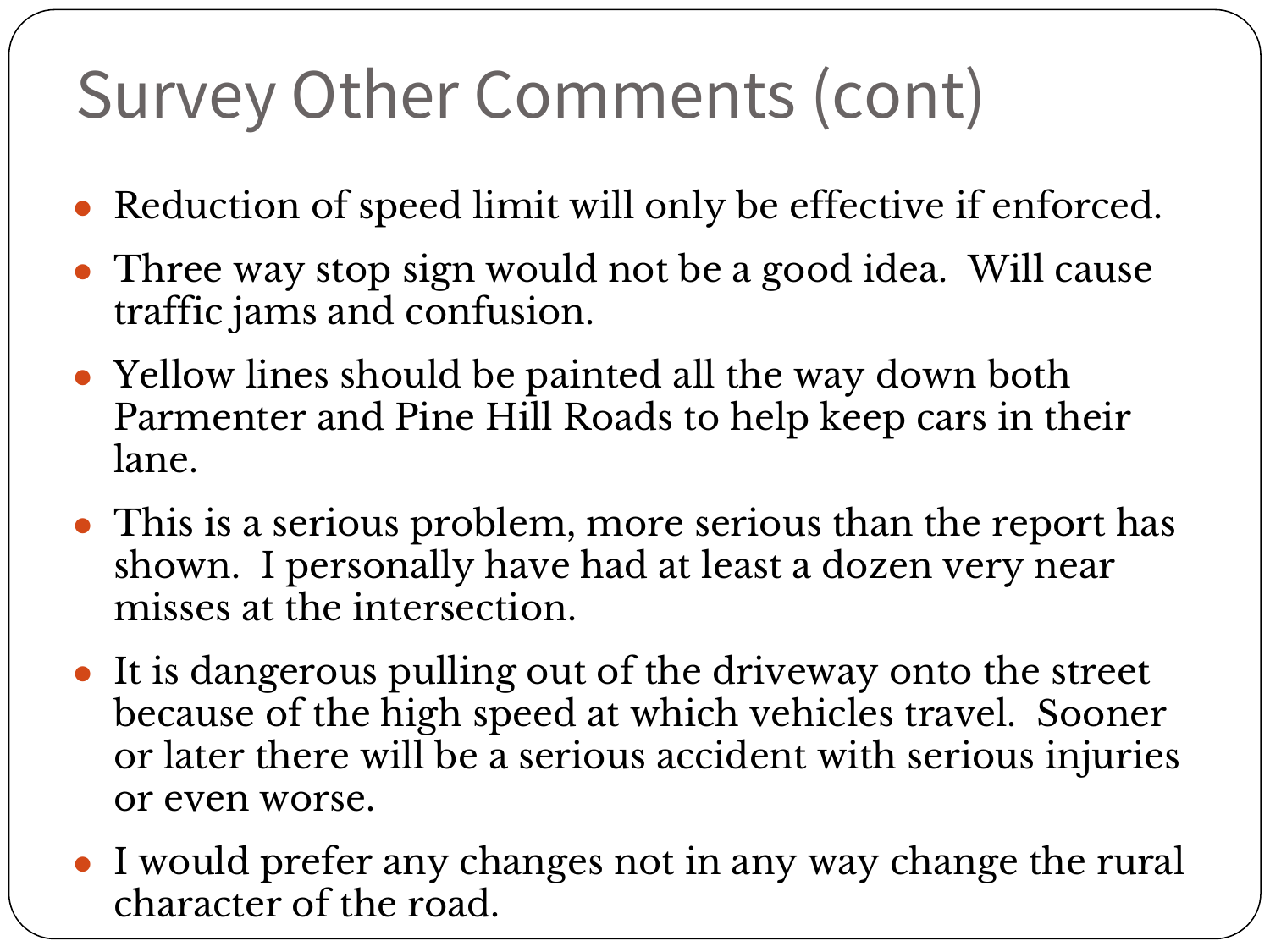# Survey Other Comments (cont)

- Reduction of speed limit will only be effective if enforced.
- Three way stop sign would not be a good idea. Will cause traffic jams and confusion.
- Yellow lines should be painted all the way down both Parmenter and Pine Hill Roads to help keep cars in their lane.
- This is a serious problem, more serious than the report has shown. I personally have had at least a dozen very near misses at the intersection.
- It is dangerous pulling out of the driveway onto the street because of the high speed at which vehicles travel. Sooner or later there will be a serious accident with serious injuries or even worse.
- I would prefer any changes not in any way change the rural character of the road.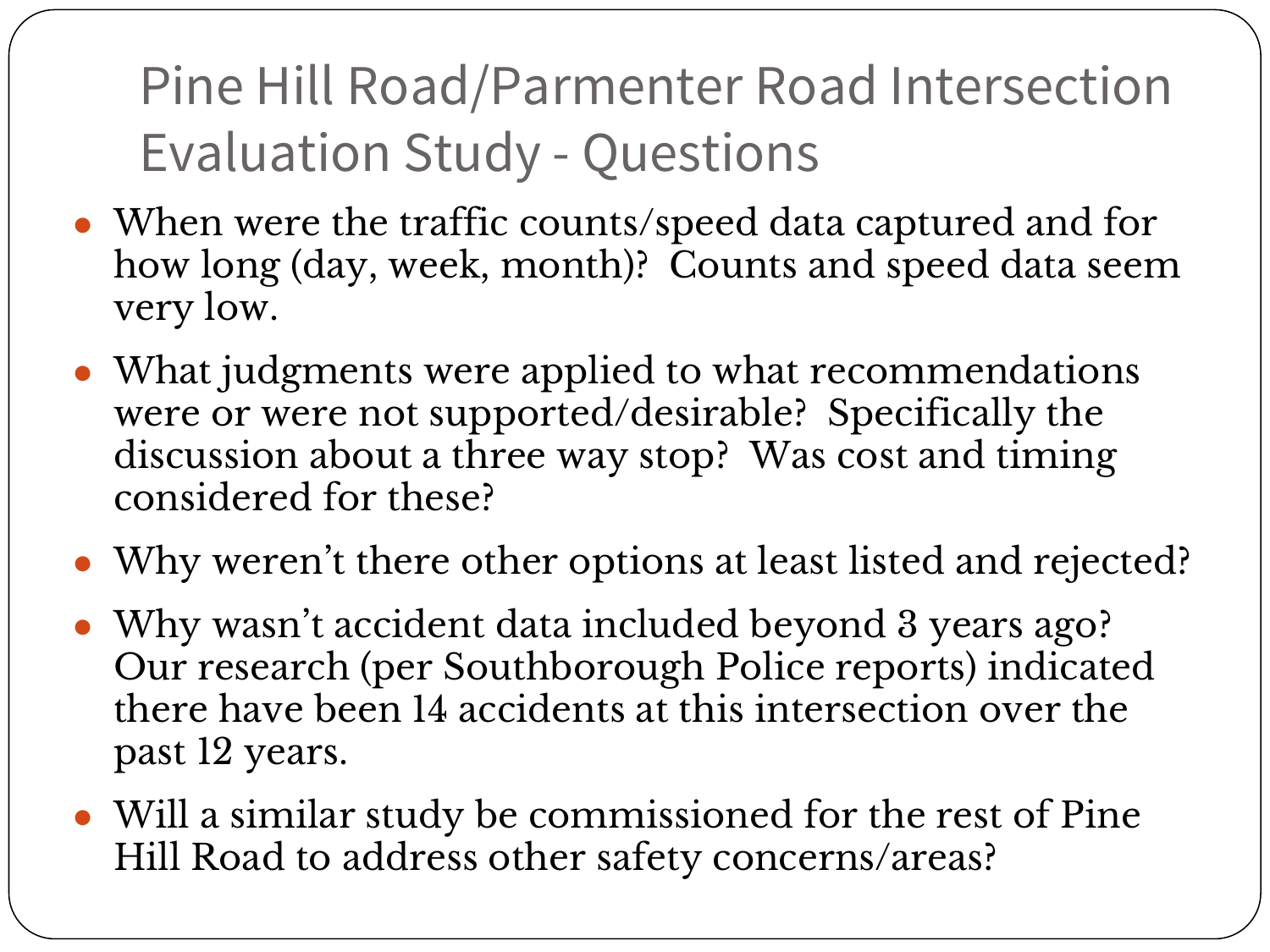# Pine Hill Road/Parmenter Road Intersection Evaluation Study - Questions

- When were the traffic counts/speed data captured and for how long (day, week, month)? Counts and speed data seem very low.
- What judgments were applied to what recommendations were or were not supported/desirable? Specifically the discussion about a three way stop? Was cost and timing considered for these?
- Why weren't there other options at least listed and rejected?
- Why wasn't accident data included beyond 3 years ago? Our research (per Southborough Police reports) indicated there have been 14 accidents at this intersection over the past 12 years.
- Will a similar study be commissioned for the rest of Pine Hill Road to address other safety concerns/areas?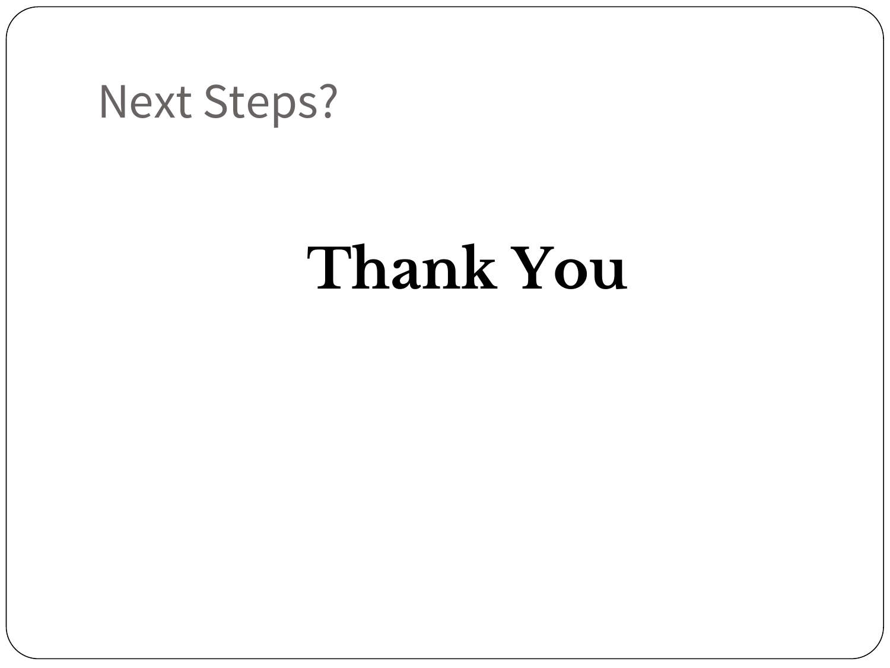# Next Steps?

**Thank You**